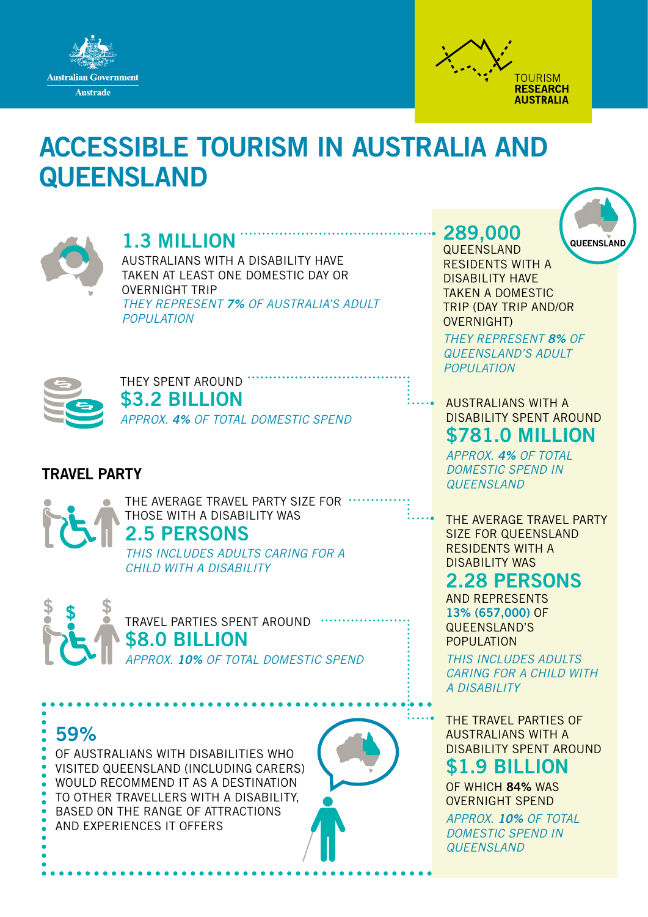Australian Government
Austrade

TOURISM
RESEARCH
AUSTRALIA

# ACCESSIBLE TOURISM IN AUSTRALIA AND QUEENSLAND

## 1.3 MILLION

AUSTRALIANS WITH A DISABILITY HAVE TAKEN AT LEAST ONE DOMESTIC DAY OR OVERNIGHT TRIP

*THEY REPRESENT **7%** OF AUSTRALIA'S ADULT POPULATION*

THEY SPENT AROUND

## $3.2 BILLION

*APPROX. **4%** OF TOTAL DOMESTIC SPEND*

### TRAVEL PARTY

THE AVERAGE TRAVEL PARTY SIZE FOR THOSE WITH A DISABILITY WAS

## 2.5 PERSONS

*THIS INCLUDES ADULTS CARING FOR A CHILD WITH A DISABILITY*

TRAVEL PARTIES SPENT AROUND

## $8.0 BILLION

*APPROX. **10%** OF TOTAL DOMESTIC SPEND*

## 59%

OF AUSTRALIANS WITH DISABILITIES WHO VISITED QUEENSLAND (INCLUDING CARERS) WOULD RECOMMEND IT AS A DESTINATION TO OTHER TRAVELLERS WITH A DISABILITY, BASED ON THE RANGE OF ATTRACTIONS AND EXPERIENCES IT OFFERS

QUEENSLAND

## 289,000

QUEENSLAND RESIDENTS WITH A DISABILITY HAVE TAKEN A DOMESTIC TRIP (DAY TRIP AND/OR OVERNIGHT)

*THEY REPRESENT **8%** OF QUEENSLAND'S ADULT POPULATION*

AUSTRALIANS WITH A DISABILITY SPENT AROUND

## $781.0 MILLION

*APPROX. **4%** OF TOTAL DOMESTIC SPEND IN QUEENSLAND*

THE AVERAGE TRAVEL PARTY SIZE FOR QUEENSLAND RESIDENTS WITH A DISABILITY WAS

## 2.28 PERSONS

AND REPRESENTS **13% (657,000)** OF QUEENSLAND'S POPULATION

*THIS INCLUDES ADULTS CARING FOR A CHILD WITH A DISABILITY*

THE TRAVEL PARTIES OF AUSTRALIANS WITH A DISABILITY SPENT AROUND

## $1.9 BILLION

OF WHICH **84%** WAS OVERNIGHT SPEND

*APPROX. **10%** OF TOTAL DOMESTIC SPEND IN QUEENSLAND*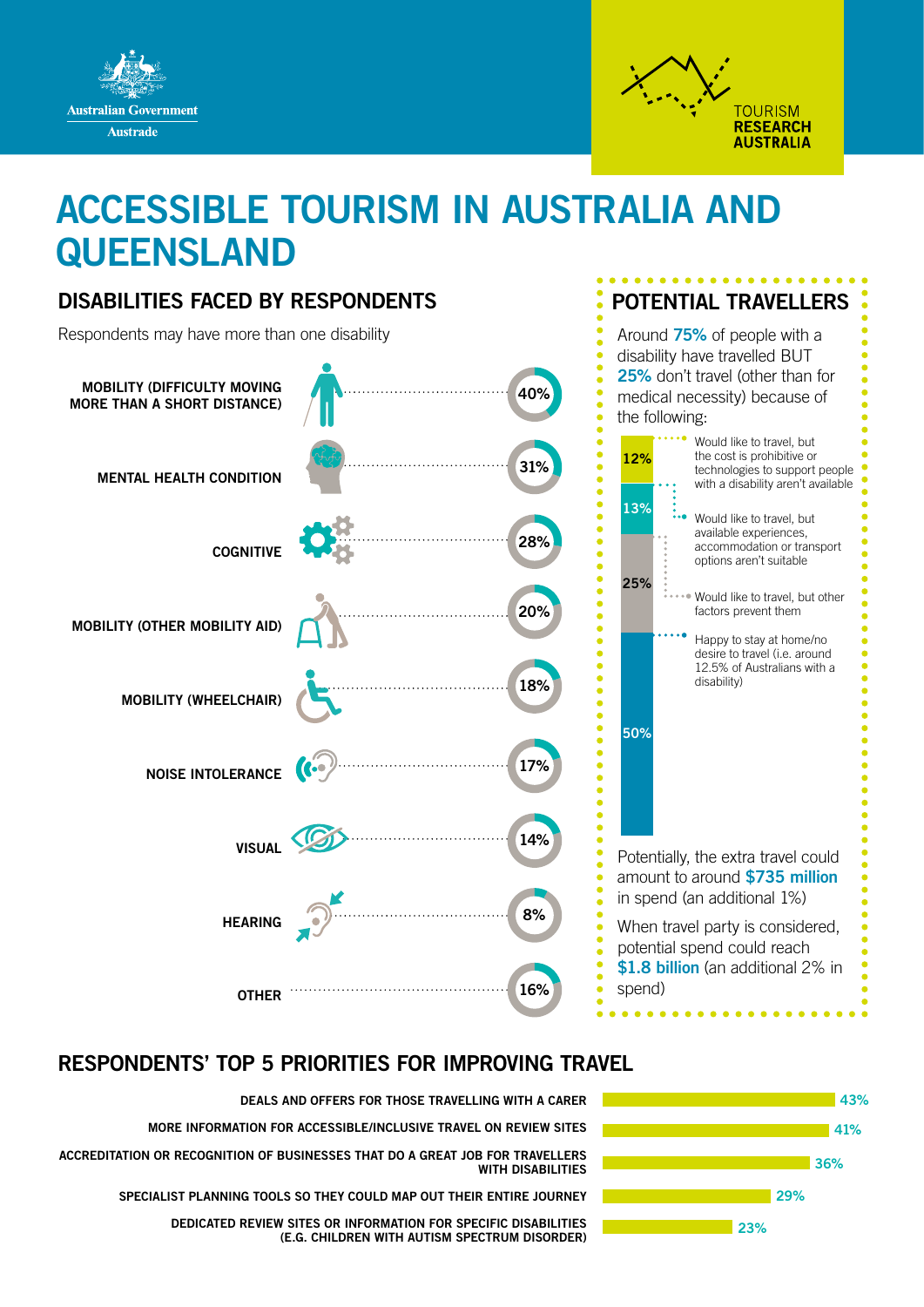Australian Government
Austrade

TOURISM RESEARCH AUSTRALIA

# ACCESSIBLE TOURISM IN AUSTRALIA AND QUEENSLAND

## DISABILITIES FACED BY RESPONDENTS

Respondents may have more than one disability

MOBILITY (DIFFICULTY MOVING MORE THAN A SHORT DISTANCE) 40%

MENTAL HEALTH CONDITION 31%

COGNITIVE 28%

MOBILITY (OTHER MOBILITY AID) 20%

MOBILITY (WHEELCHAIR) 18%

NOISE INTOLERANCE 17%

VISUAL 14%

HEARING 8%

OTHER 16%

## POTENTIAL TRAVELLERS

Around **75%** of people with a disability have travelled BUT **25%** don't travel (other than for medical necessity) because of the following:

12% Would like to travel, but the cost is prohibitive or technologies to support people with a disability aren't available

13% Would like to travel, but available experiences, accommodation or transport options aren't suitable

25% Would like to travel, but other factors prevent them

50% Happy to stay at home/no desire to travel (i.e. around 12.5% of Australians with a disability)

Potentially, the extra travel could amount to around **$735 million** in spend (an additional 1%)

When travel party is considered, potential spend could reach **$1.8 billion** (an additional 2% in spend)

## RESPONDENTS' TOP 5 PRIORITIES FOR IMPROVING TRAVEL

DEALS AND OFFERS FOR THOSE TRAVELLING WITH A CARER 43%

MORE INFORMATION FOR ACCESSIBLE/INCLUSIVE TRAVEL ON REVIEW SITES 41%

ACCREDITATION OR RECOGNITION OF BUSINESSES THAT DO A GREAT JOB FOR TRAVELLERS WITH DISABILITIES 36%

SPECIALIST PLANNING TOOLS SO THEY COULD MAP OUT THEIR ENTIRE JOURNEY 29%

DEDICATED REVIEW SITES OR INFORMATION FOR SPECIFIC DISABILITIES (E.G. CHILDREN WITH AUTISM SPECTRUM DISORDER) 23%